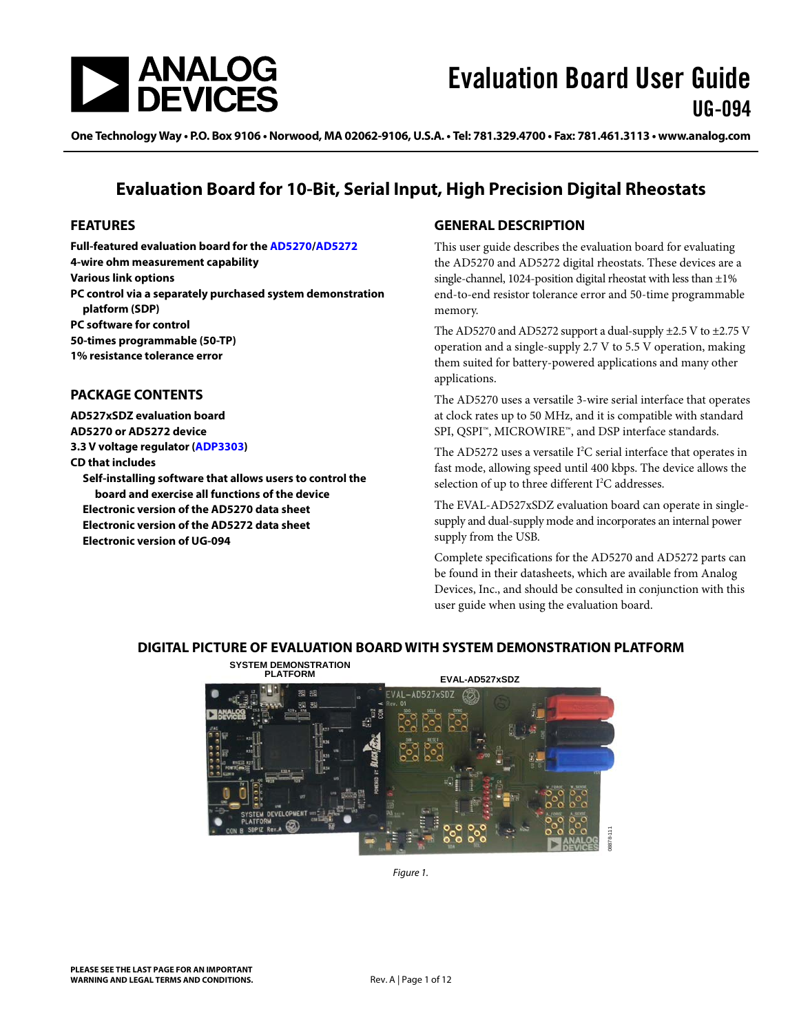# Evaluation Board User Guide
## UG-094

One Technology Way • P.O. Box 9106 • Norwood, MA 02062-9106, U.S.A. • Tel: 781.329.4700 • Fax: 781.461.3113 • www.analog.com

# Evaluation Board for 10-Bit, Serial Input, High Precision Digital Rheostats

## FEATURES

**Full-featured evaluation board for the AD5270/AD5272**
**4-wire ohm measurement capability**
**Various link options**
**PC control via a separately purchased system demonstration platform (SDP)**
**PC software for control**
**50-times programmable (50-TP)**
**1% resistance tolerance error**

## PACKAGE CONTENTS

**AD527xSDZ evaluation board**
**AD5270 or AD5272 device**
**3.3 V voltage regulator (ADP3303)**
**CD that includes**

- **Self-installing software that allows users to control the board and exercise all functions of the device**
- **Electronic version of the AD5270 data sheet**
- **Electronic version of the AD5272 data sheet**
- **Electronic version of UG-094**

## GENERAL DESCRIPTION

This user guide describes the evaluation board for evaluating the AD5270 and AD5272 digital rheostats. These devices are a single-channel, 1024-position digital rheostat with less than ±1% end-to-end resistor tolerance error and 50-time programmable memory.

The AD5270 and AD5272 support a dual-supply ±2.5 V to ±2.75 V operation and a single-supply 2.7 V to 5.5 V operation, making them suited for battery-powered applications and many other applications.

The AD5270 uses a versatile 3-wire serial interface that operates at clock rates up to 50 MHz, and it is compatible with standard SPI, QSPI™, MICROWIRE™, and DSP interface standards.

The AD5272 uses a versatile I²C serial interface that operates in fast mode, allowing speed until 400 kbps. The device allows the selection of up to three different I²C addresses.

The EVAL-AD527xSDZ evaluation board can operate in single-supply and dual-supply mode and incorporates an internal power supply from the USB.

Complete specifications for the AD5270 and AD5272 parts can be found in their datasheets, which are available from Analog Devices, Inc., and should be consulted in conjunction with this user guide when using the evaluation board.

## DIGITAL PICTURE OF EVALUATION BOARD WITH SYSTEM DEMONSTRATION PLATFORM

Figure 1.

PLEASE SEE THE LAST PAGE FOR AN IMPORTANT WARNING AND LEGAL TERMS AND CONDITIONS.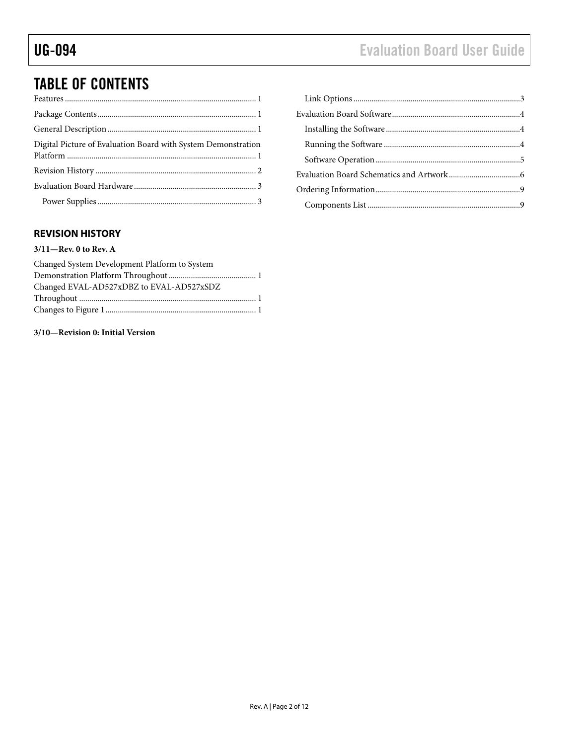## TABLE OF CONTENTS

Features .......... 1
Package Contents .......... 1
General Description .......... 1
Digital Picture of Evaluation Board with System Demonstration Platform .......... 1
Revision History .......... 2
Evaluation Board Hardware .......... 3
  Power Supplies .......... 3
  Link Options .......... 3
Evaluation Board Software .......... 4
  Installing the Software .......... 4
  Running the Software .......... 4
  Software Operation .......... 5
Evaluation Board Schematics and Artwork .......... 6
Ordering Information .......... 9
  Components List .......... 9

### REVISION HISTORY

**3/11—Rev. 0 to Rev. A**

Changed System Development Platform to System Demonstration Platform Throughout .......... 1
Changed EVAL-AD527xDBZ to EVAL-AD527xSDZ Throughout .......... 1
Changes to Figure 1 .......... 1

**3/10—Revision 0: Initial Version**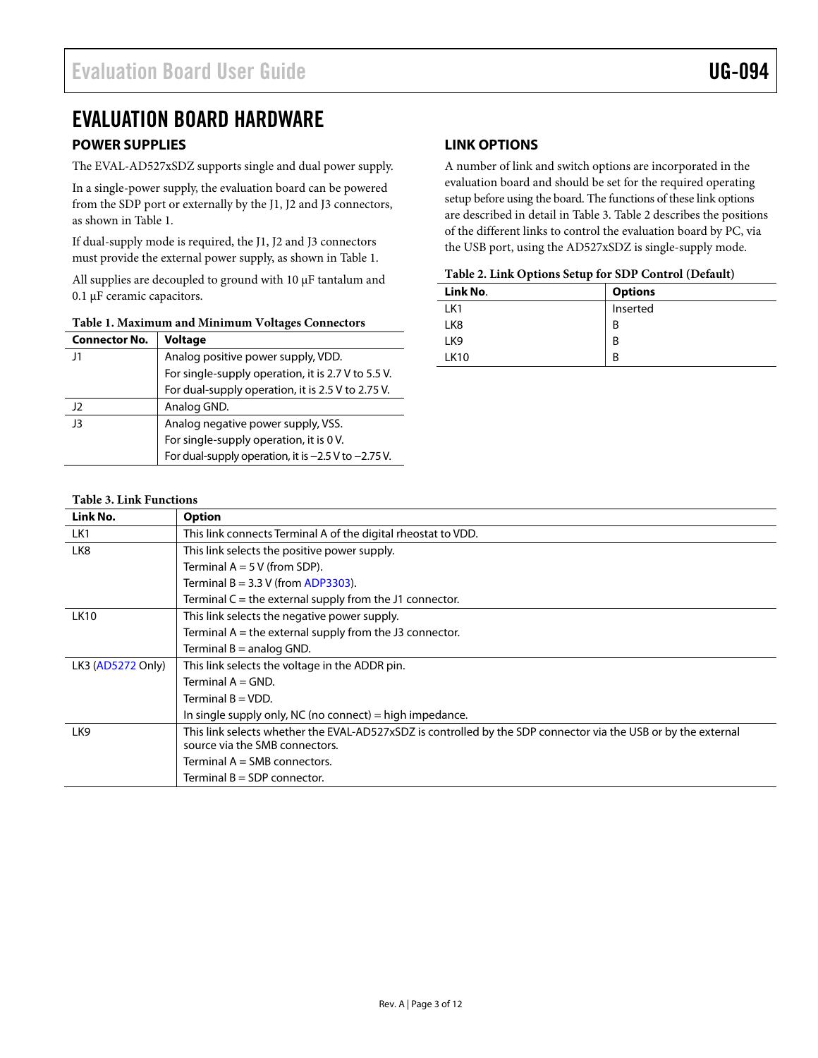# EVALUATION BOARD HARDWARE

## POWER SUPPLIES

The EVAL-AD527xSDZ supports single and dual power supply.

In a single-power supply, the evaluation board can be powered from the SDP port or externally by the J1, J2 and J3 connectors, as shown in Table 1.

If dual-supply mode is required, the J1, J2 and J3 connectors must provide the external power supply, as shown in Table 1.

All supplies are decoupled to ground with 10 µF tantalum and 0.1 µF ceramic capacitors.

**Table 1. Maximum and Minimum Voltages Connectors**

| Connector No. | Voltage |
| --- | --- |
| J1 | Analog positive power supply, VDD. |
| | For single-supply operation, it is 2.7 V to 5.5 V. |
| | For dual-supply operation, it is 2.5 V to 2.75 V. |
| J2 | Analog GND. |
| J3 | Analog negative power supply, VSS. |
| | For single-supply operation, it is 0 V. |
| | For dual-supply operation, it is −2.5 V to −2.75 V. |

## LINK OPTIONS

A number of link and switch options are incorporated in the evaluation board and should be set for the required operating setup before using the board. The functions of these link options are described in detail in Table 3. Table 2 describes the positions of the different links to control the evaluation board by PC, via the USB port, using the AD527xSDZ is single-supply mode.

**Table 2. Link Options Setup for SDP Control (Default)**

| Link No. | Options |
| --- | --- |
| LK1 | Inserted |
| LK8 | B |
| LK9 | B |
| LK10 | B |

**Table 3. Link Functions**

| Link No. | Option |
| --- | --- |
| LK1 | This link connects Terminal A of the digital rheostat to VDD. |
| LK8 | This link selects the positive power supply. |
| | Terminal A = 5 V (from SDP). |
| | Terminal B = 3.3 V (from ADP3303). |
| | Terminal C = the external supply from the J1 connector. |
| LK10 | This link selects the negative power supply. |
| | Terminal A = the external supply from the J3 connector. |
| | Terminal B = analog GND. |
| LK3 (AD5272 Only) | This link selects the voltage in the ADDR pin. |
| | Terminal A = GND. |
| | Terminal B = VDD. |
| | In single supply only, NC (no connect) = high impedance. |
| LK9 | This link selects whether the EVAL-AD527xSDZ is controlled by the SDP connector via the USB or by the external source via the SMB connectors. |
| | Terminal A = SMB connectors. |
| | Terminal B = SDP connector. |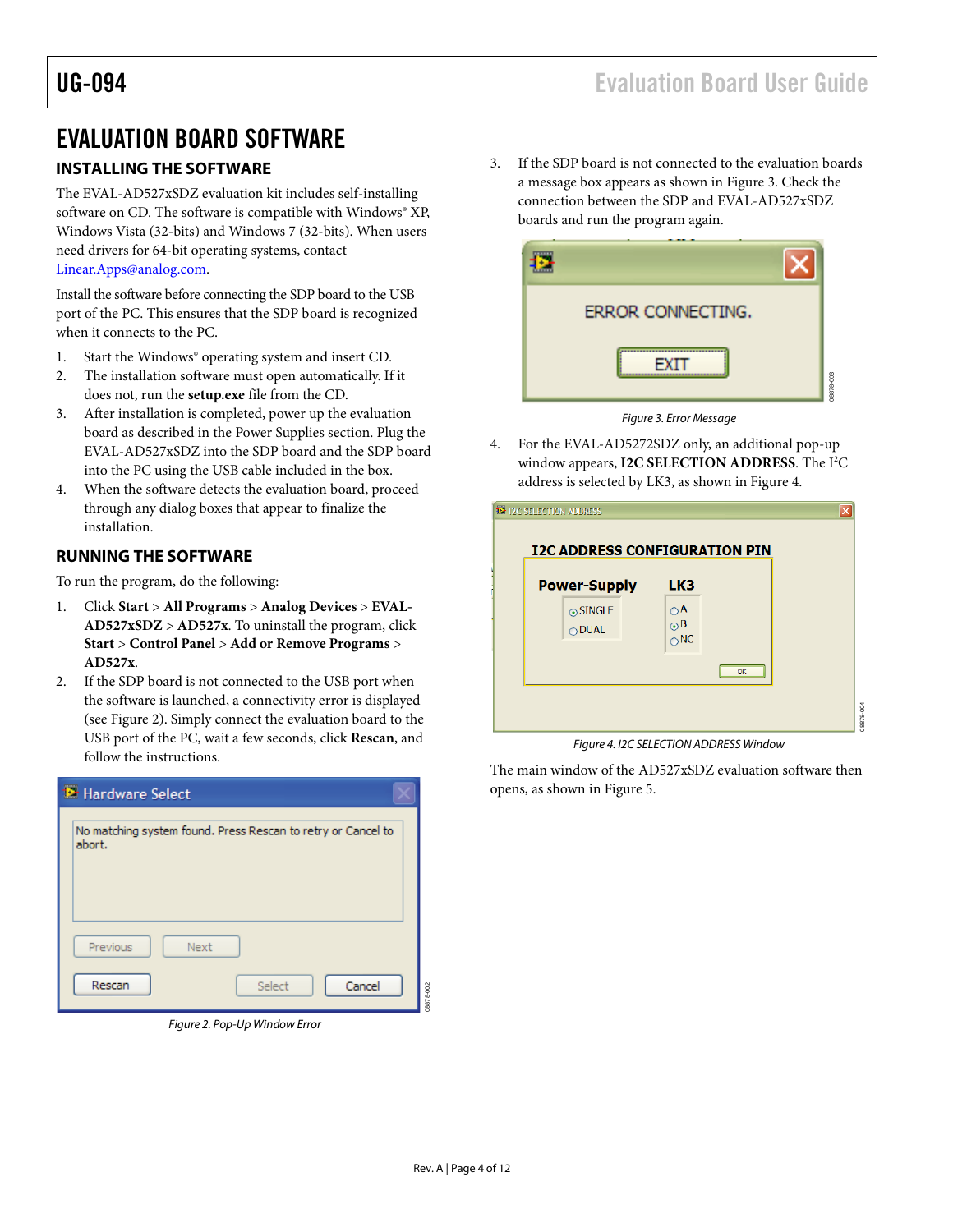# EVALUATION BOARD SOFTWARE

## INSTALLING THE SOFTWARE

The EVAL-AD527xSDZ evaluation kit includes self-installing software on CD. The software is compatible with Windows® XP, Windows Vista (32-bits) and Windows 7 (32-bits). When users need drivers for 64-bit operating systems, contact Linear.Apps@analog.com.

Install the software before connecting the SDP board to the USB port of the PC. This ensures that the SDP board is recognized when it connects to the PC.

1. Start the Windows® operating system and insert CD.
2. The installation software must open automatically. If it does not, run the **setup.exe** file from the CD.
3. After installation is completed, power up the evaluation board as described in the Power Supplies section. Plug the EVAL-AD527xSDZ into the SDP board and the SDP board into the PC using the USB cable included in the box.
4. When the software detects the evaluation board, proceed through any dialog boxes that appear to finalize the installation.

## RUNNING THE SOFTWARE

To run the program, do the following:

1. Click **Start** > **All Programs** > **Analog Devices** > **EVAL-AD527xSDZ** > **AD527x**. To uninstall the program, click **Start** > **Control Panel** > **Add or Remove Programs** > **AD527x**.
2. If the SDP board is not connected to the USB port when the software is launched, a connectivity error is displayed (see Figure 2). Simply connect the evaluation board to the USB port of the PC, wait a few seconds, click **Rescan**, and follow the instructions.

*Figure 2. Pop-Up Window Error*

3. If the SDP board is not connected to the evaluation boards a message box appears as shown in Figure 3. Check the connection between the SDP and EVAL-AD527xSDZ boards and run the program again.

*Figure 3. Error Message*

4. For the EVAL-AD5272SDZ only, an additional pop-up window appears, **I2C SELECTION ADDRESS**. The I²C address is selected by LK3, as shown in Figure 4.

*Figure 4. I2C SELECTION ADDRESS Window*

The main window of the AD527xSDZ evaluation software then opens, as shown in Figure 5.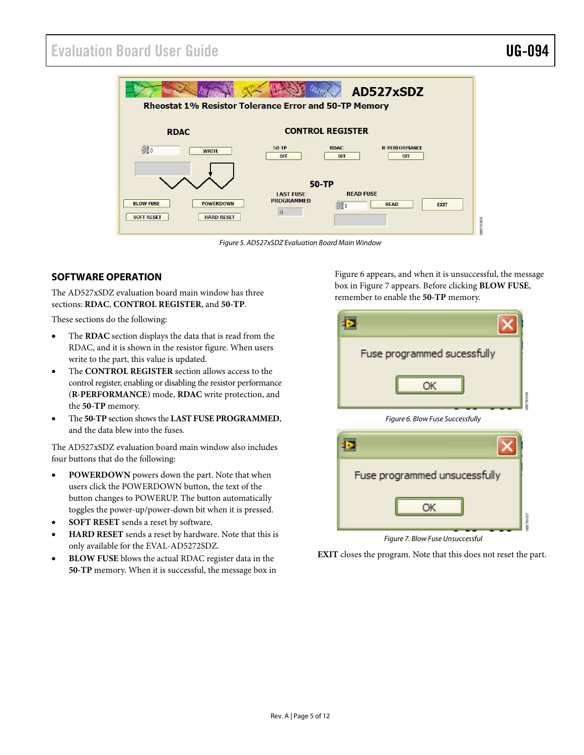Figure 5. AD527xSDZ Evaluation Board Main Window

## SOFTWARE OPERATION

The AD527xSDZ evaluation board main window has three sections: **RDAC**, **CONTROL REGISTER**, and **50-TP**.

These sections do the following:

- The **RDAC** section displays the data that is read from the RDAC, and it is shown in the resistor figure. When users write to the part, this value is updated.
- The **CONTROL REGISTER** section allows access to the control register, enabling or disabling the resistor performance (**R-PERFORMANCE**) mode, **RDAC** write protection, and the **50-TP** memory.
- The **50-TP** section shows the **LAST FUSE PROGRAMMED**, and the data blew into the fuses.

The AD527xSDZ evaluation board main window also includes four buttons that do the following:

- **POWERDOWN** powers down the part. Note that when users click the POWERDOWN button, the text of the button changes to POWERUP. The button automatically toggles the power-up/power-down bit when it is pressed.
- **SOFT RESET** sends a reset by software.
- **HARD RESET** sends a reset by hardware. Note that this is only available for the EVAL-AD5272SDZ.
- **BLOW FUSE** blows the actual RDAC register data in the **50-TP** memory. When it is successful, the message box in Figure 6 appears, and when it is unsuccessful, the message box in Figure 7 appears. Before clicking **BLOW FUSE**, remember to enable the **50-TP** memory.

Figure 6. Blow Fuse Successfully

Figure 7. Blow Fuse Unsuccessful

**EXIT** closes the program. Note that this does not reset the part.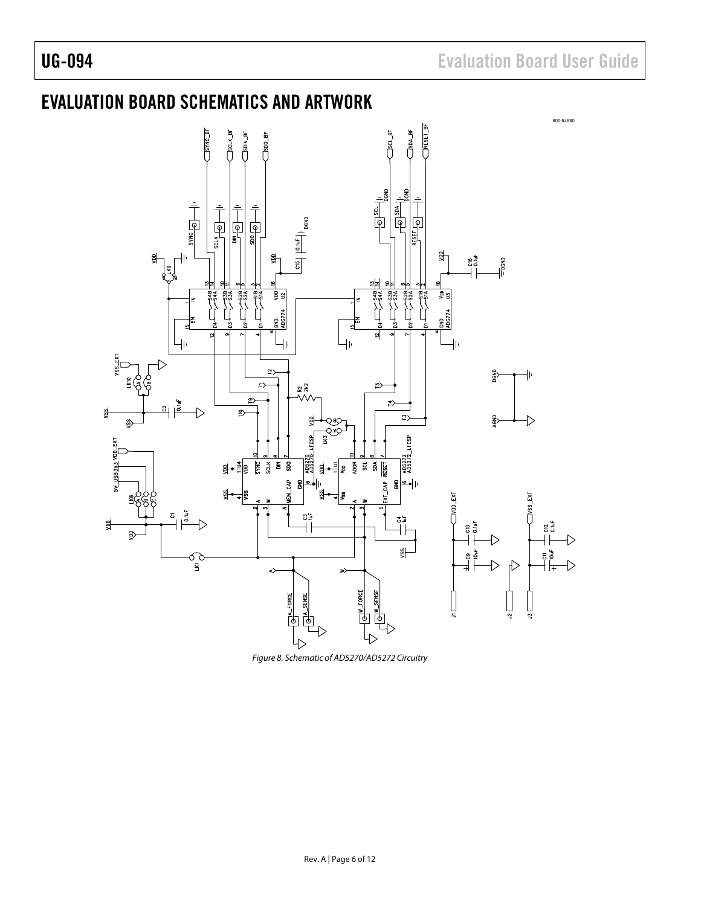## EVALUATION BOARD SCHEMATICS AND ARTWORK

*Figure 8. Schematic of AD5270/AD5272 Circuitry*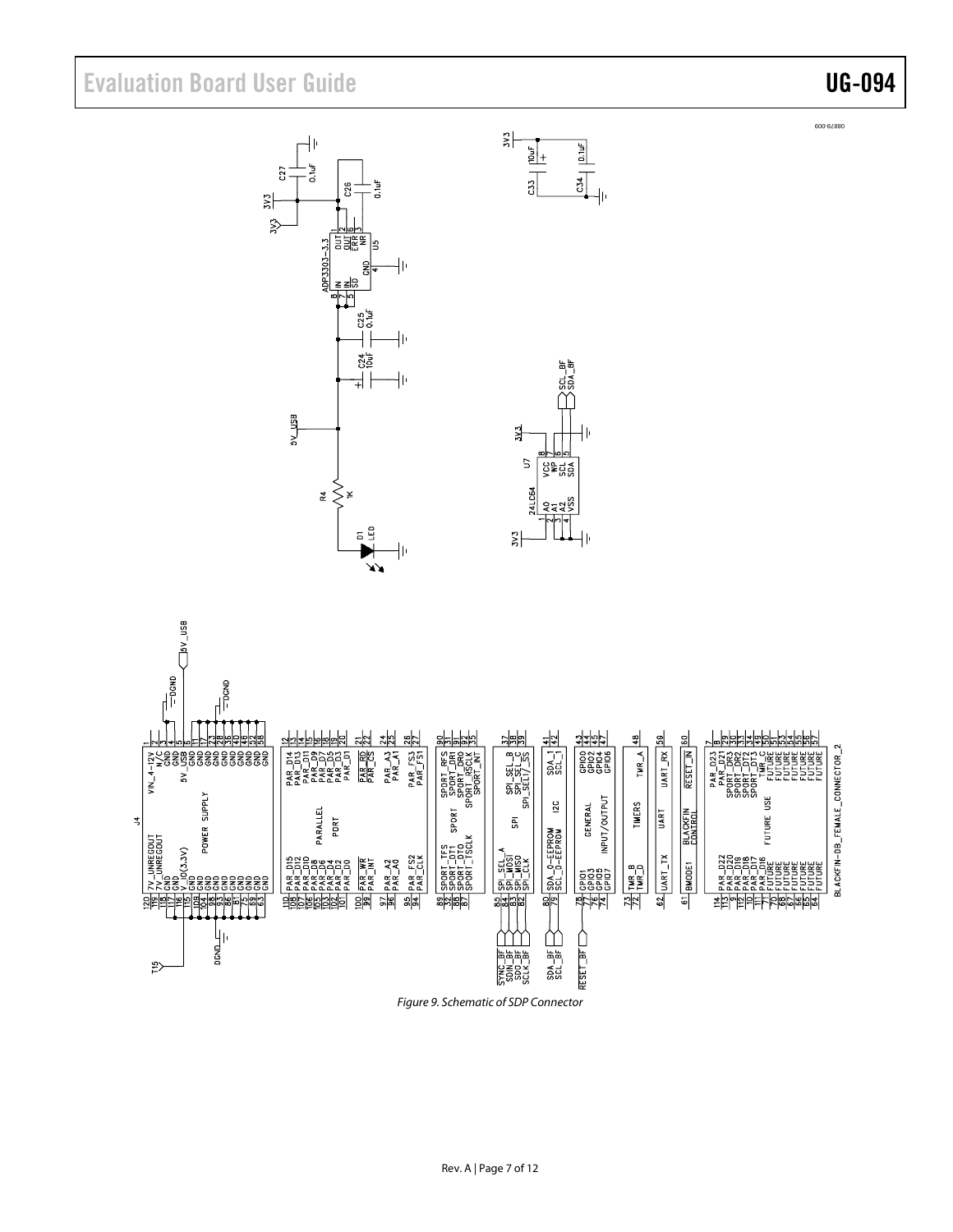Figure 9. Schematic of SDP Connector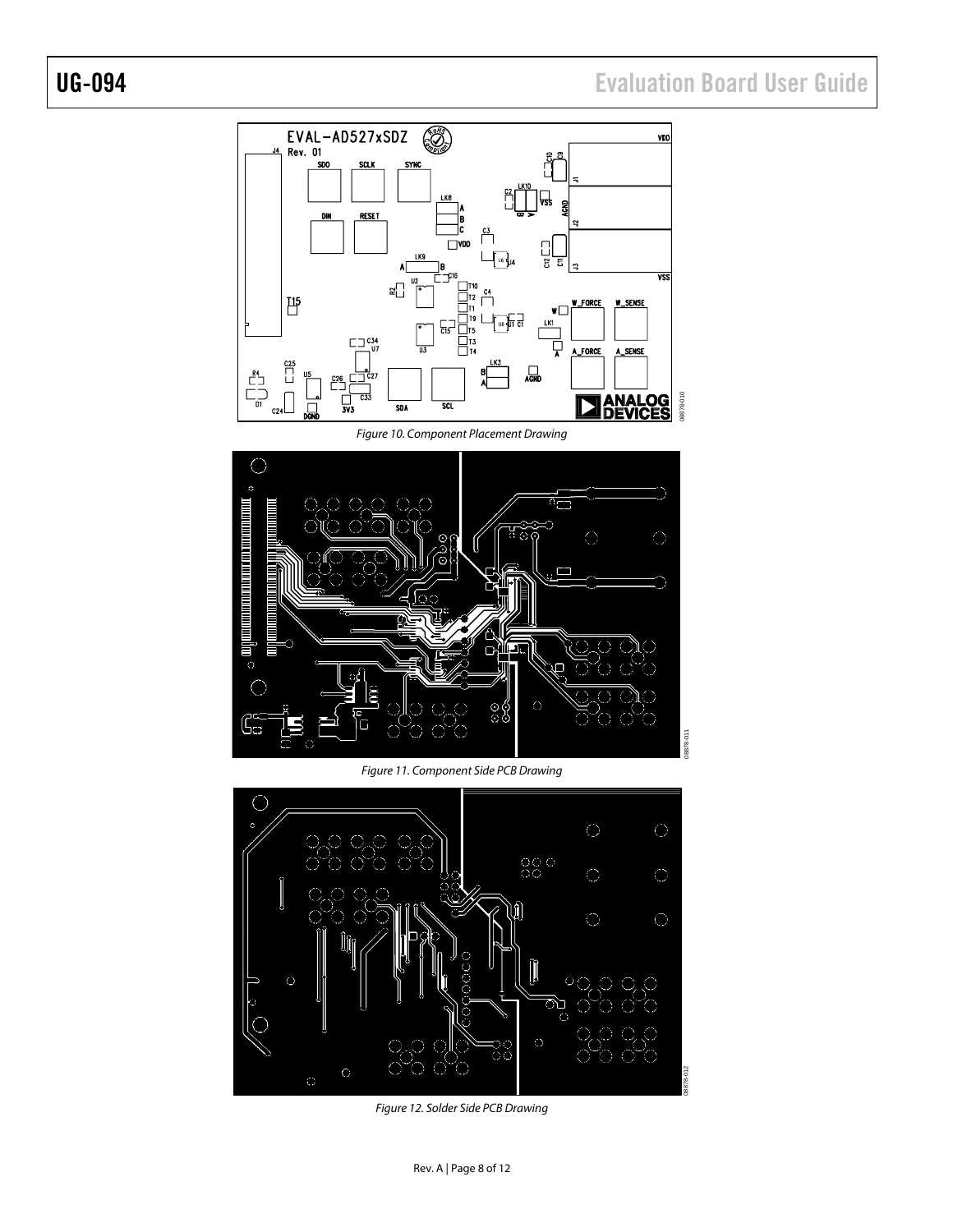Figure 10. Component Placement Drawing

Figure 11. Component Side PCB Drawing

Figure 12. Solder Side PCB Drawing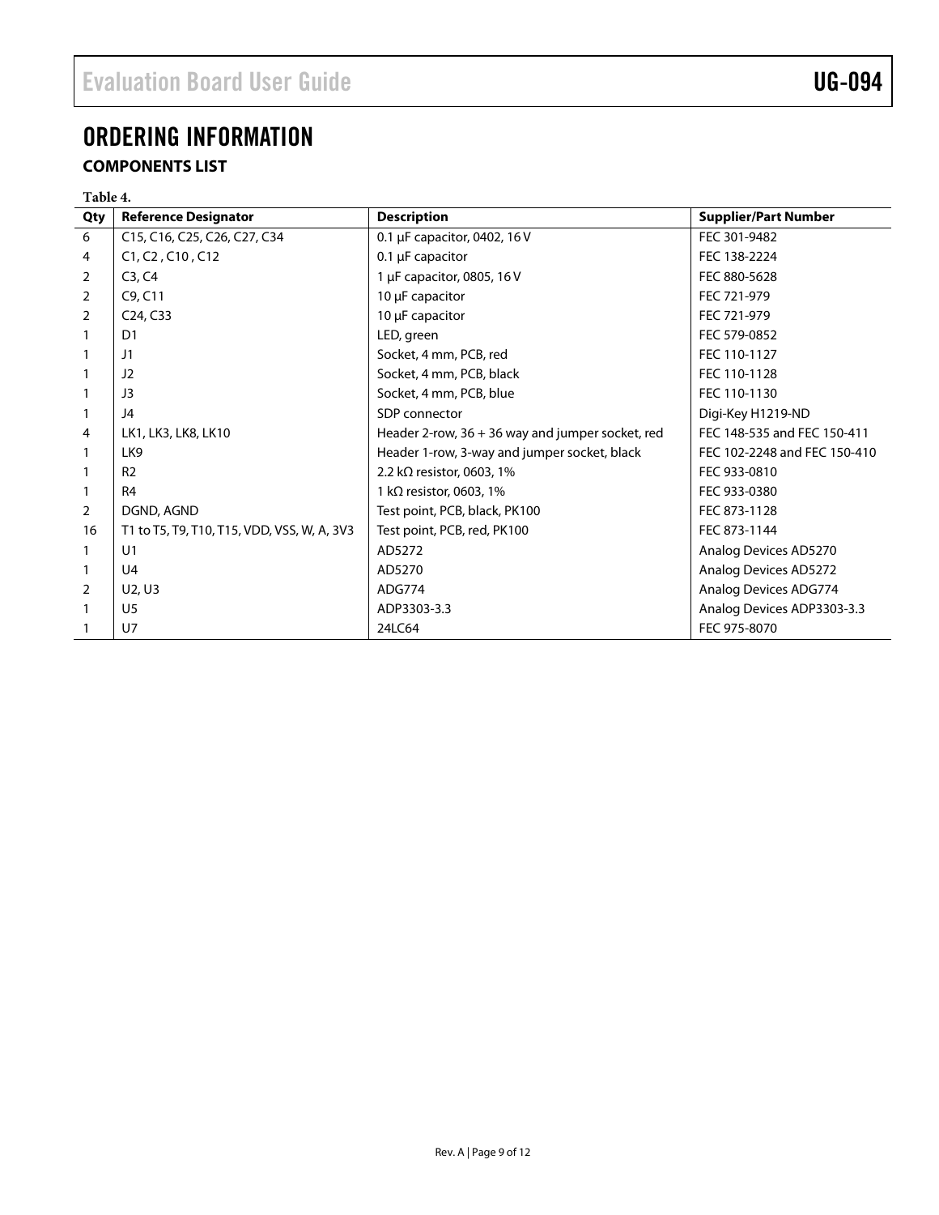## ORDERING INFORMATION

### COMPONENTS LIST

**Table 4.**

| Qty | Reference Designator | Description | Supplier/Part Number |
|---|---|---|---|
| 6 | C15, C16, C25, C26, C27, C34 | 0.1 µF capacitor, 0402, 16 V | FEC 301-9482 |
| 4 | C1, C2 , C10 , C12 | 0.1 µF capacitor | FEC 138-2224 |
| 2 | C3, C4 | 1 µF capacitor, 0805, 16 V | FEC 880-5628 |
| 2 | C9, C11 | 10 µF capacitor | FEC 721-979 |
| 2 | C24, C33 | 10 µF capacitor | FEC 721-979 |
| 1 | D1 | LED, green | FEC 579-0852 |
| 1 | J1 | Socket, 4 mm, PCB, red | FEC 110-1127 |
| 1 | J2 | Socket, 4 mm, PCB, black | FEC 110-1128 |
| 1 | J3 | Socket, 4 mm, PCB, blue | FEC 110-1130 |
| 1 | J4 | SDP connector | Digi-Key H1219-ND |
| 4 | LK1, LK3, LK8, LK10 | Header 2-row, 36 + 36 way and jumper socket, red | FEC 148-535 and FEC 150-411 |
| 1 | LK9 | Header 1-row, 3-way and jumper socket, black | FEC 102-2248 and FEC 150-410 |
| 1 | R2 | 2.2 kΩ resistor, 0603, 1% | FEC 933-0810 |
| 1 | R4 | 1 kΩ resistor, 0603, 1% | FEC 933-0380 |
| 2 | DGND, AGND | Test point, PCB, black, PK100 | FEC 873-1128 |
| 16 | T1 to T5, T9, T10, T15, VDD, VSS, W, A, 3V3 | Test point, PCB, red, PK100 | FEC 873-1144 |
| 1 | U1 | AD5272 | Analog Devices AD5270 |
| 1 | U4 | AD5270 | Analog Devices AD5272 |
| 2 | U2, U3 | ADG774 | Analog Devices ADG774 |
| 1 | U5 | ADP3303-3.3 | Analog Devices ADP3303-3.3 |
| 1 | U7 | 24LC64 | FEC 975-8070 |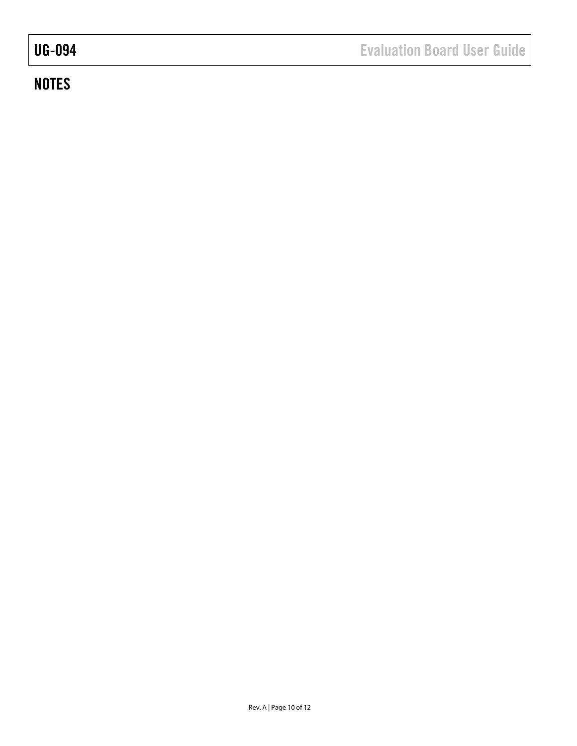## NOTES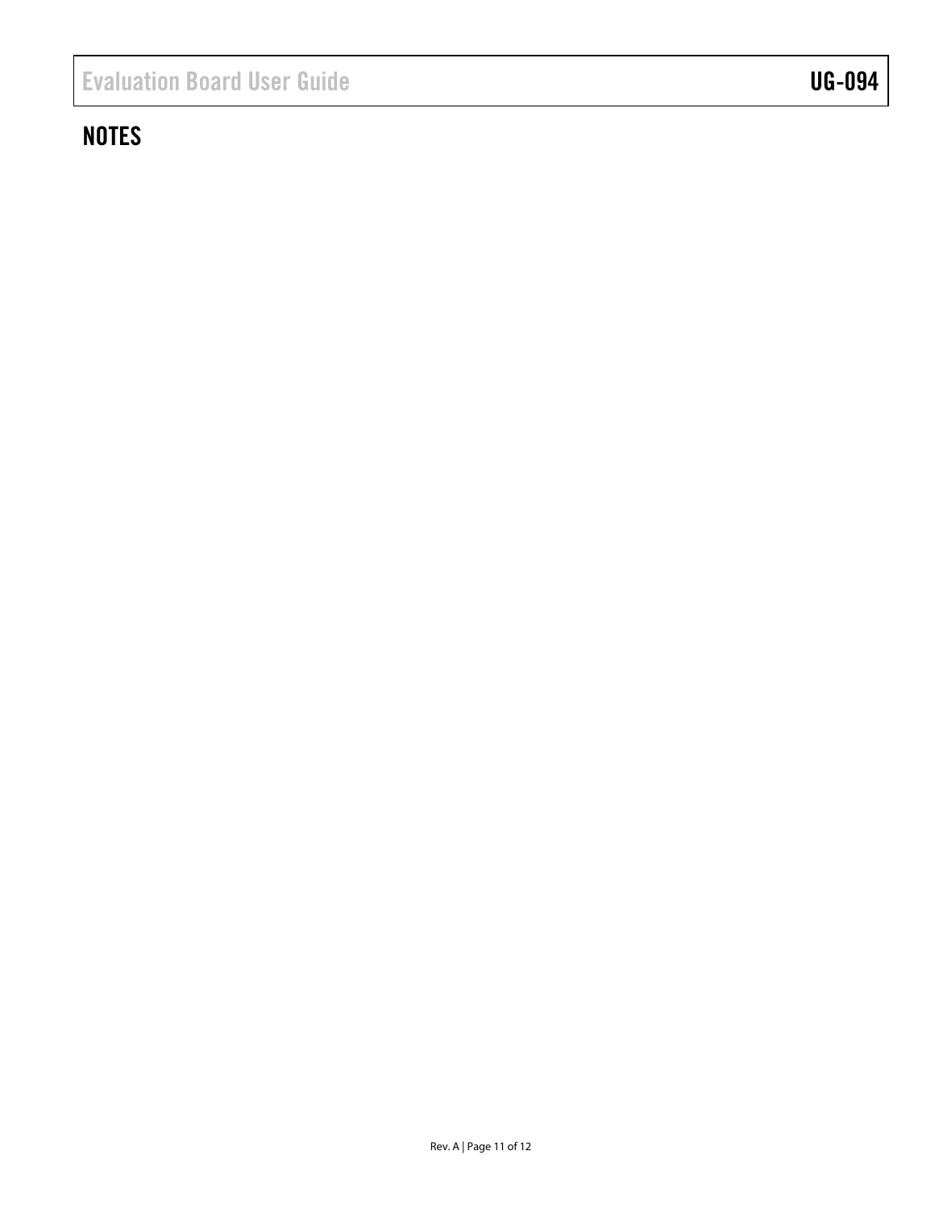## NOTES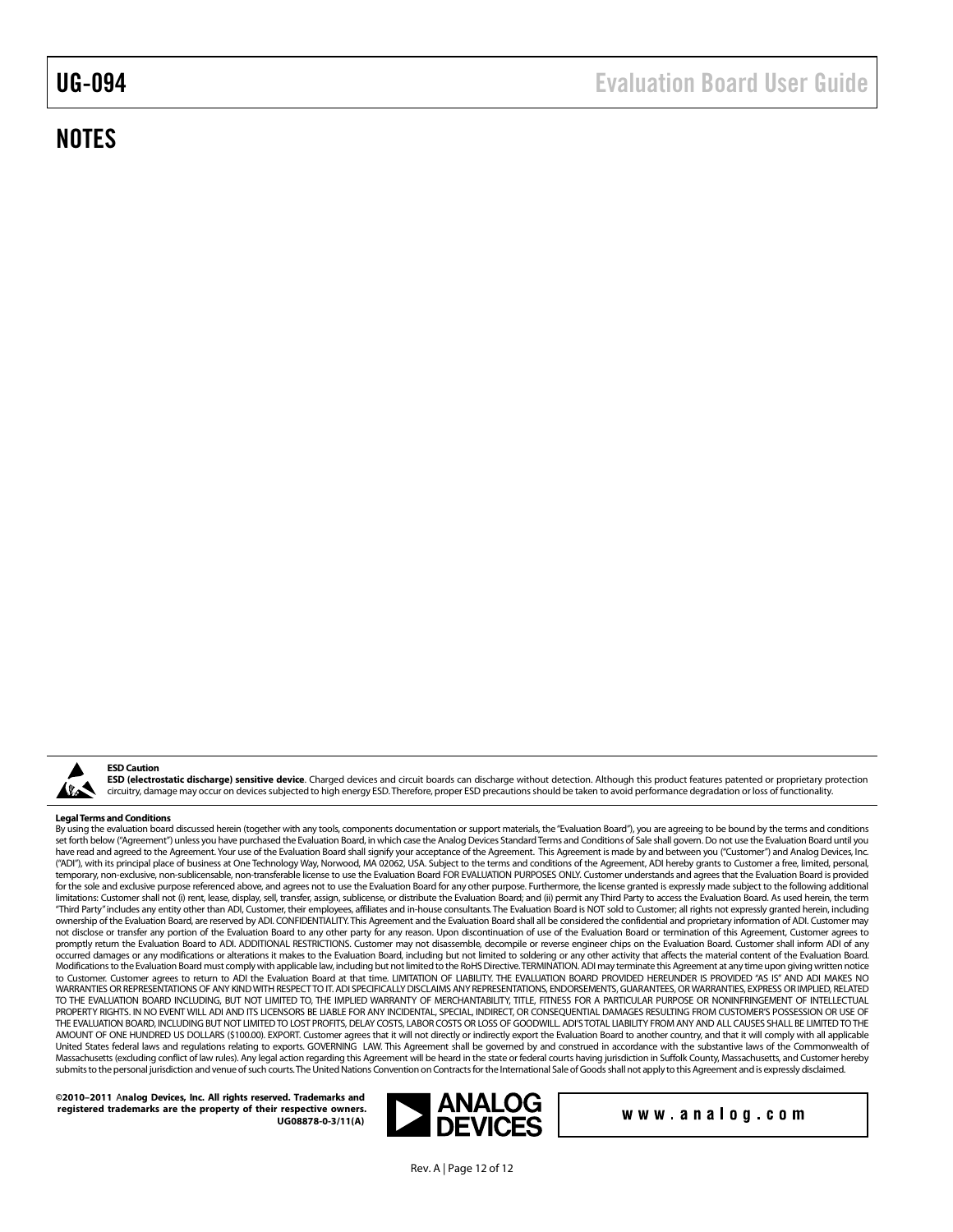## NOTES

**ESD Caution**

**ESD (electrostatic discharge) sensitive device**. Charged devices and circuit boards can discharge without detection. Although this product features patented or proprietary protection circuitry, damage may occur on devices subjected to high energy ESD. Therefore, proper ESD precautions should be taken to avoid performance degradation or loss of functionality.

**Legal Terms and Conditions**

By using the evaluation board discussed herein (together with any tools, components documentation or support materials, the "Evaluation Board"), you are agreeing to be bound by the terms and conditions set forth below ("Agreement") unless you have purchased the Evaluation Board, in which case the Analog Devices Standard Terms and Conditions of Sale shall govern. Do not use the Evaluation Board until you have read and agreed to the Agreement. Your use of the Evaluation Board shall signify your acceptance of the Agreement. This Agreement is made by and between you ("Customer") and Analog Devices, Inc. ("ADI"), with its principal place of business at One Technology Way, Norwood, MA 02062, USA. Subject to the terms and conditions of the Agreement, ADI hereby grants to Customer a free, limited, personal, temporary, non-exclusive, non-sublicensable, non-transferable license to use the Evaluation Board FOR EVALUATION PURPOSES ONLY. Customer understands and agrees that the Evaluation Board is provided for the sole and exclusive purpose referenced above, and agrees not to use the Evaluation Board for any other purpose. Furthermore, the license granted is expressly made subject to the following additional limitations: Customer shall not (i) rent, lease, display, sell, transfer, assign, sublicense, or distribute the Evaluation Board; and (ii) permit any Third Party to access the Evaluation Board. As used herein, the term "Third Party" includes any entity other than ADI, Customer, their employees, affiliates and in-house consultants. The Evaluation Board is NOT sold to Customer; all rights not expressly granted herein, including ownership of the Evaluation Board, are reserved by ADI. CONFIDENTIALITY. This Agreement and the Evaluation Board shall all be considered the confidential and proprietary information of ADI. Customer may not disclose or transfer any portion of the Evaluation Board to any other party for any reason. Upon discontinuation of use of the Evaluation Board or termination of this Agreement, Customer agrees to promptly return the Evaluation Board to ADI. ADDITIONAL RESTRICTIONS. Customer may not disassemble, decompile or reverse engineer chips on the Evaluation Board. Customer shall inform ADI of any occurred damages or any modifications or alterations it makes to the Evaluation Board, including but not limited to soldering or any other activity that affects the material content of the Evaluation Board. Modifications to the Evaluation Board must comply with applicable law, including but not limited to the RoHS Directive. TERMINATION. ADI may terminate this Agreement at any time upon giving written notice to Customer. Customer agrees to return to ADI the Evaluation Board at that time. LIMITATION OF LIABILITY. THE EVALUATION BOARD PROVIDED HEREUNDER IS PROVIDED "AS IS" AND ADI MAKES NO WARRANTIES OR REPRESENTATIONS OF ANY KIND WITH RESPECT TO IT. ADI SPECIFICALLY DISCLAIMS ANY REPRESENTATIONS, ENDORSEMENTS, GUARANTEES, OR WARRANTIES, EXPRESS OR IMPLIED, RELATED TO THE EVALUATION BOARD INCLUDING, BUT NOT LIMITED TO, THE IMPLIED WARRANTY OF MERCHANTABILITY, TITLE, FITNESS FOR A PARTICULAR PURPOSE OR NONINFRINGEMENT OF INTELLECTUAL PROPERTY RIGHTS. IN NO EVENT WILL ADI AND ITS LICENSORS BE LIABLE FOR ANY INCIDENTAL, SPECIAL, INDIRECT, OR CONSEQUENTIAL DAMAGES RESULTING FROM CUSTOMER'S POSSESSION OR USE OF THE EVALUATION BOARD, INCLUDING BUT NOT LIMITED TO LOST PROFITS, DELAY COSTS, LABOR COSTS OR LOSS OF GOODWILL. ADI'S TOTAL LIABILITY FROM ANY AND ALL CAUSES SHALL BE LIMITED TO THE AMOUNT OF ONE HUNDRED US DOLLARS ($100.00). EXPORT. Customer agrees that it will not directly or indirectly export the Evaluation Board to another country, and that it will comply with all applicable United States federal laws and regulations relating to exports. GOVERNING LAW. This Agreement shall be governed by and construed in accordance with the substantive laws of the Commonwealth of Massachusetts (excluding conflict of law rules). Any legal action regarding this Agreement will be heard in the state or federal courts having jurisdiction in Suffolk County, Massachusetts, and Customer hereby submits to the personal jurisdiction and venue of such courts. The United Nations Convention on Contracts for the International Sale of Goods shall not apply to this Agreement and is expressly disclaimed.

**©2010–2011 Analog Devices, Inc. All rights reserved. Trademarks and registered trademarks are the property of their respective owners. UG08878-0-3/11(A)**

ANALOG DEVICES

www.analog.com